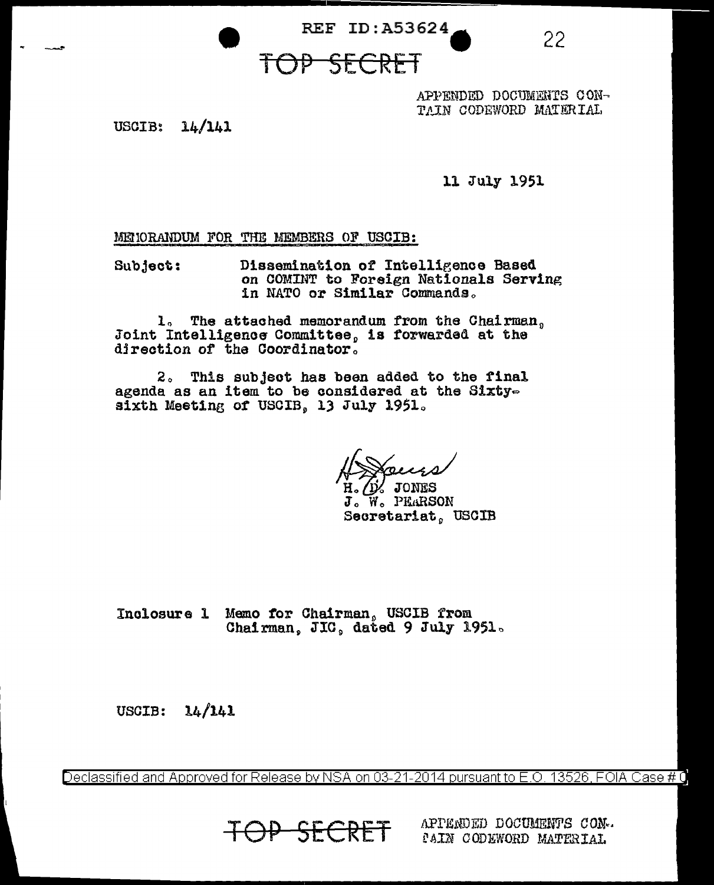REF ID:A53624

TOP SECRET

APPENDED DOCUMENTS CONTAIN CODEWORD MATERIAL

USCIB: 14/141

11 July 1951

MEMORANDUM FOR THE MEMBERS OF USCIB:

Subject: Dissemination of Intelligence Based on COMINT to Foreign Nationals Serving in NATO or Similar Commands.

1. The attached memorandum from the Chairman, Joint Intelligence Committee, is forwarded at the direction of the Coordinator.

2. This subject has been added to the final agenda as an item to be considered at the Sixty-sixth Meeting of USCIB, 13 July 1951.

H. D. JONES
J. W. PEARSON
Secretariat, USCIB

Inclosure 1 Memo for Chairman, USCIB from Chairman, JIC, dated 9 July 1951.

USCIB: 14/141

Declassified and Approved for Release by NSA on 03-21-2014 pursuant to E.O. 13526, FOIA Case # 0

TOP SECRET

APPENDED DOCUMENTS CONTAIN CODEWORD MATERIAL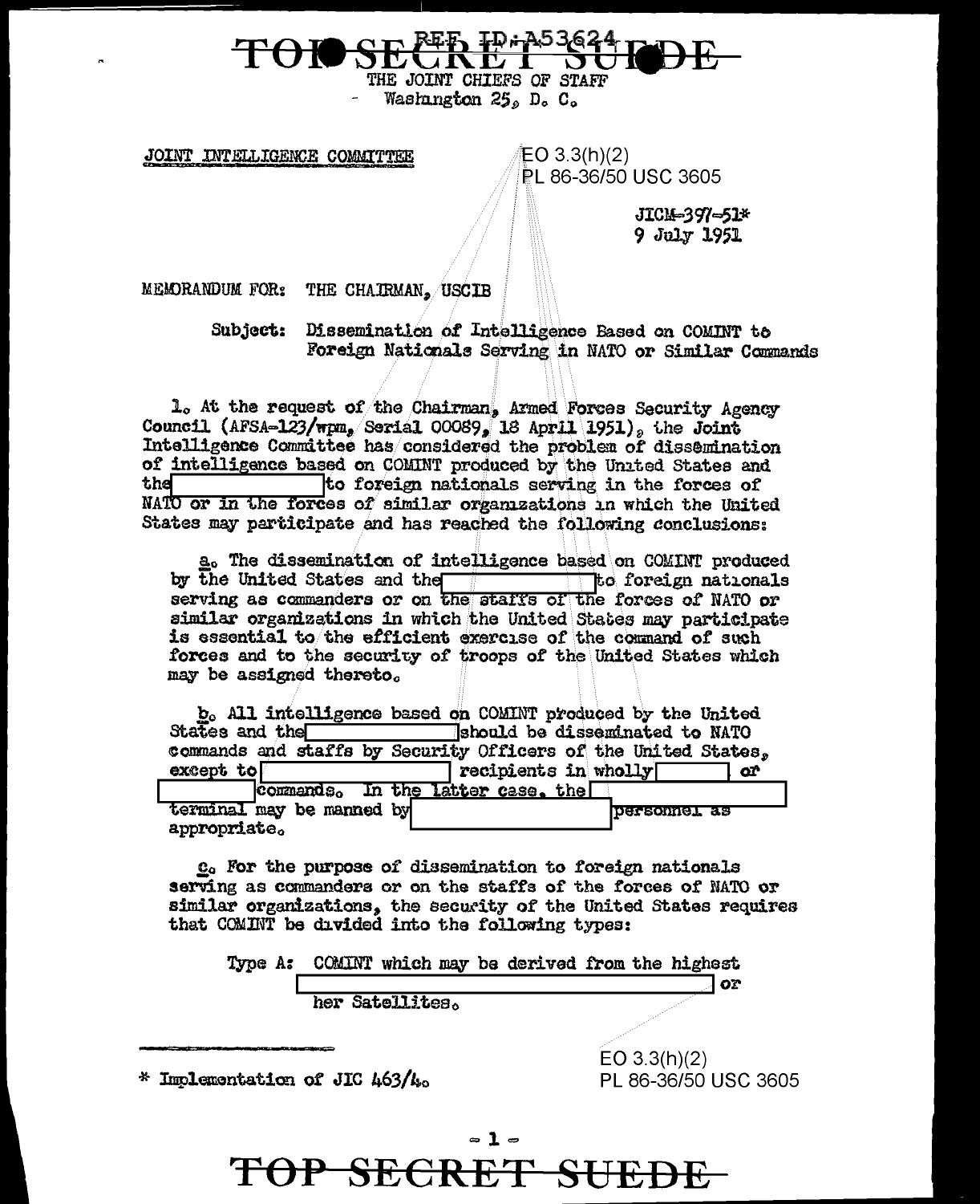TOP SECRET SUEDE

REF ID:A53624

THE JOINT CHIEFS OF STAFF
Washington 25, D. C.

JOINT INTELLIGENCE COMMITTEE

EO 3.3(h)(2)
PL 86-36/50 USC 3605

JICM-397-51*
9 July 1951

MEMORANDUM FOR: THE CHAIRMAN, USCIB

Subject: Dissemination of Intelligence Based on COMINT to Foreign Nationals Serving in NATO or Similar Commands

1. At the request of the Chairman, Armed Forces Security Agency Council (AFSA-123/wpm, Serial 00089, 18 April 1951), the Joint Intelligence Committee has considered the problem of dissemination of intelligence based on COMINT produced by the United States and the [ ] to foreign nationals serving in the forces of NATO or in the forces of similar organizations in which the United States may participate and has reached the following conclusions:

a. The dissemination of intelligence based on COMINT produced by the United States and the [ ] to foreign nationals serving as commanders or on the staffs of the forces of NATO or similar organizations in which the United States may participate is essential to the efficient exercise of the command of such forces and to the security of troops of the United States which may be assigned thereto.

b. All intelligence based on COMINT produced by the United States and the [ ] should be disseminated to NATO commands and staffs by Security Officers of the United States, except to [ ] recipients in wholly [ ] or [ ] commands. In the latter case, the [ ] terminal may be manned by [ ] personnel as appropriate.

c. For the purpose of dissemination to foreign nationals serving as commanders or on the staffs of the forces of NATO or similar organizations, the security of the United States requires that COMINT be divided into the following types:

Type A: COMINT which may be derived from the highest [ ] or her Satellites.

\* Implementation of JIC 463/4.

EO 3.3(h)(2)
PL 86-36/50 USC 3605

TOP SECRET SUEDE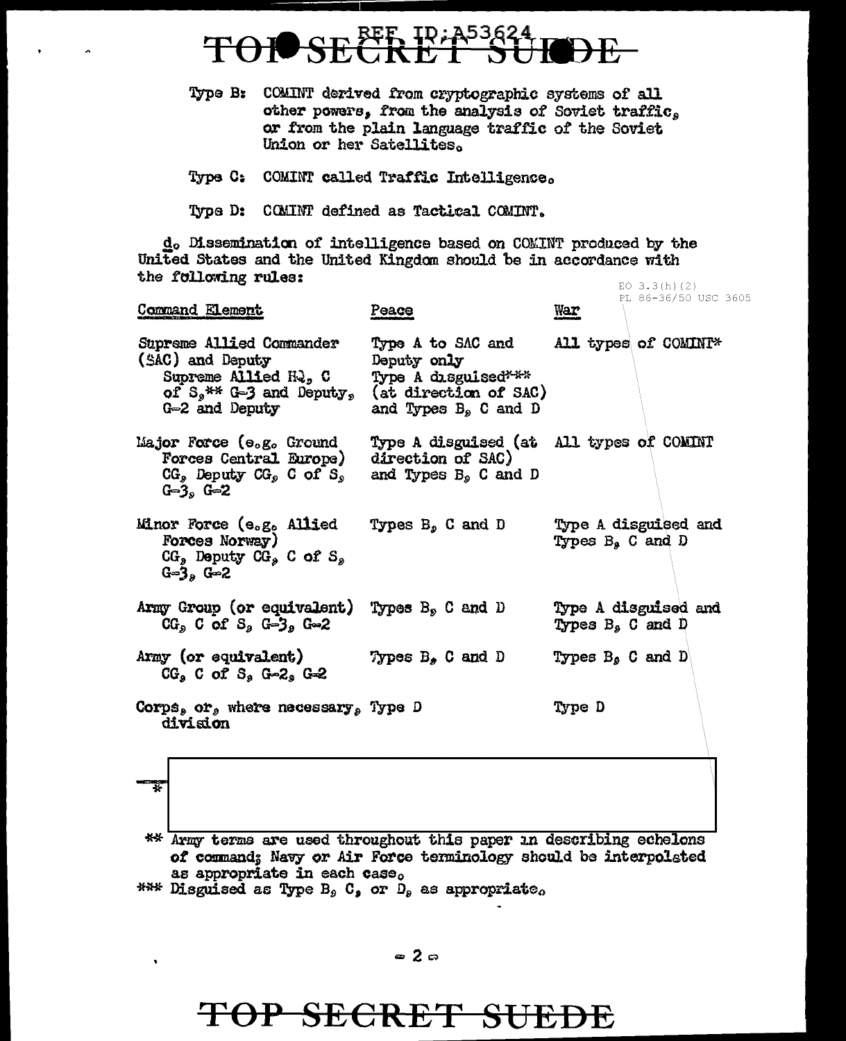Type B: COMINT derived from cryptographic systems of all other powers, from the analysis of Soviet traffic, or from the plain language traffic of the Soviet Union or her Satellites.

Type C: COMINT called Traffic Intelligence.

Type D: COMINT defined as Tactical COMINT.

d. Dissemination of intelligence based on COMINT produced by the United States and the United Kingdom should be in accordance with the following rules:

EO 3.3(h)(2)
PL 86-36/50 USC 3605

| Command Element | Peace | War |
|---|---|---|
| Supreme Allied Commander (SAC) and Deputy Supreme Allied HQ, C of S,** G-3 and Deputy, G-2 and Deputy | Type A to SAC and Deputy only Type A disguised*** (at direction of SAC) and Types B, C and D | All types of COMINT* |
| Major Force (e.g. Ground Forces Central Europe) CG, Deputy CG, C of S, G-3, G-2 | Type A disguised (at direction of SAC) and Types B, C and D | All types of COMINT |
| Minor Force (e.g. Allied Forces Norway) CG, Deputy CG, C of S, G-3, G-2 | Types B, C and D | Type A disguised and Types B, C and D |
| Army Group (or equivalent) CG, C of S, G-3, G-2 | Types B, C and D | Type A disguised and Types B, C and D |
| Army (or equivalent) CG, C of S, G-2, G-2 | Types B, C and D | Types B, C and D |
| Corps, or, where necessary, division | Type D | Type D |

\*

** Army terms are used throughout this paper in describing echelons of command; Navy or Air Force terminology should be interpolated as appropriate in each case.

*** Disguised as Type B, C, or D, as appropriate.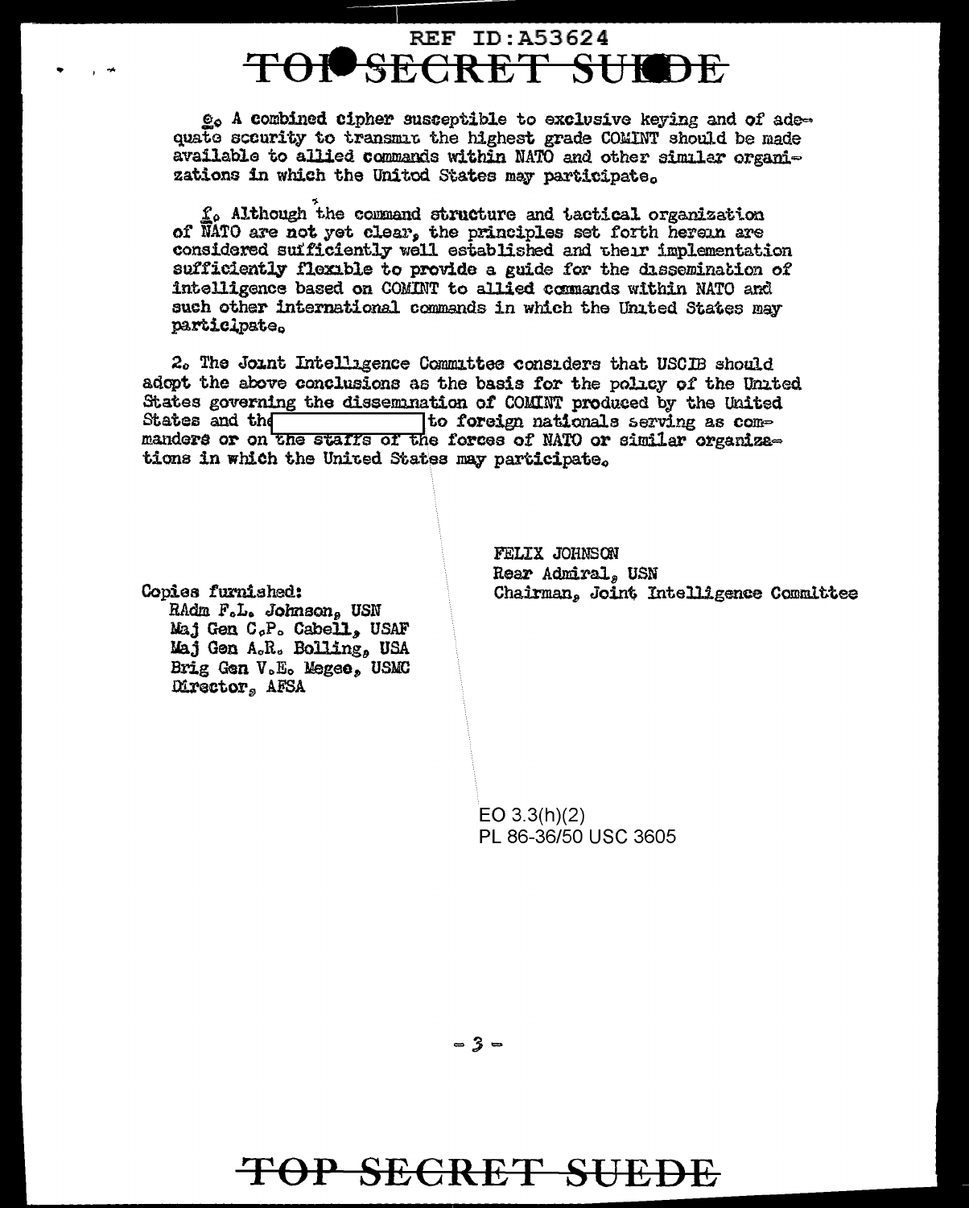REF ID:A53624

TOP SECRET SUEDE

e. A combined cipher susceptible to exclusive keying and of adequate security to transmit the highest grade COMINT should be made available to allied commands within NATO and other similar organizations in which the United States may participate.

f. Although the command structure and tactical organization of NATO are not yet clear, the principles set forth herein are considered sufficiently well established and their implementation sufficiently flexible to provide a guide for the dissemination of intelligence based on COMINT to allied commands within NATO and such other international commands in which the United States may participate.

2. The Joint Intelligence Committee considers that USCIB should adopt the above conclusions as the basis for the policy of the United States governing the dissemination of COMINT produced by the United States and the [REDACTED] to foreign nationals serving as commanders or on the staffs of the forces of NATO or similar organizations in which the United States may participate.

FELIX JOHNSON
Rear Admiral, USN
Chairman, Joint Intelligence Committee

Copies furnished:
RAdm F.L. Johnson, USN
Maj Gen C.P. Cabell, USAF
Maj Gen A.R. Bolling, USA
Brig Gen V.E. Megee, USMC
Director, AFSA

EO 3.3(h)(2)
PL 86-36/50 USC 3605

TOP SECRET SUEDE